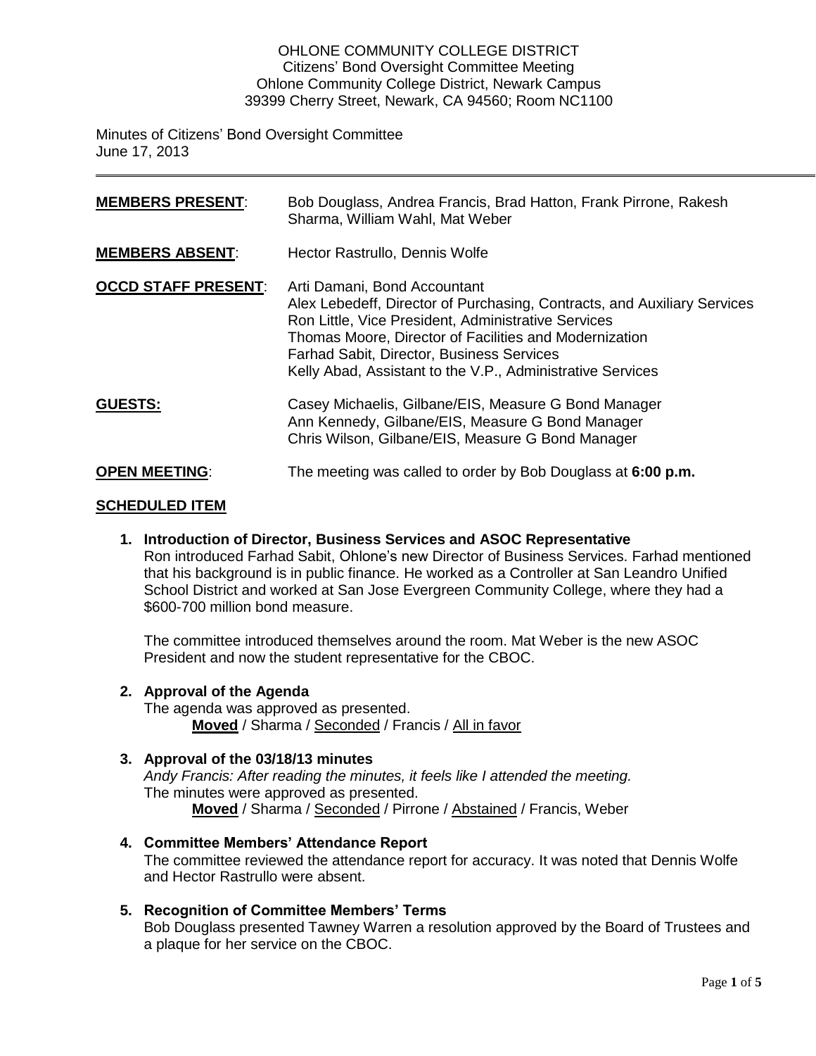OHLONE COMMUNITY COLLEGE DISTRICT
Citizens' Bond Oversight Committee Meeting
Ohlone Community College District, Newark Campus
39399 Cherry Street, Newark, CA 94560; Room NC1100

Minutes of Citizens' Bond Oversight Committee
June 17, 2013

---

**MEMBERS PRESENT**: Bob Douglass, Andrea Francis, Brad Hatton, Frank Pirrone, Rakesh Sharma, William Wahl, Mat Weber

**MEMBERS ABSENT**: Hector Rastrullo, Dennis Wolfe

**OCCD STAFF PRESENT**: Arti Damani, Bond Accountant
Alex Lebedeff, Director of Purchasing, Contracts, and Auxiliary Services
Ron Little, Vice President, Administrative Services
Thomas Moore, Director of Facilities and Modernization
Farhad Sabit, Director, Business Services
Kelly Abad, Assistant to the V.P., Administrative Services

**GUESTS:** Casey Michaelis, Gilbane/EIS, Measure G Bond Manager
Ann Kennedy, Gilbane/EIS, Measure G Bond Manager
Chris Wilson, Gilbane/EIS, Measure G Bond Manager

**OPEN MEETING**: The meeting was called to order by Bob Douglass at **6:00 p.m.**

## SCHEDULED ITEM

1. **Introduction of Director, Business Services and ASOC Representative**
   Ron introduced Farhad Sabit, Ohlone's new Director of Business Services. Farhad mentioned that his background is in public finance. He worked as a Controller at San Leandro Unified School District and worked at San Jose Evergreen Community College, where they had a $600-700 million bond measure.

   The committee introduced themselves around the room. Mat Weber is the new ASOC President and now the student representative for the CBOC.

2. **Approval of the Agenda**
   The agenda was approved as presented.
   **Moved** / Sharma / Seconded / Francis / All in favor

3. **Approval of the 03/18/13 minutes**
   *Andy Francis: After reading the minutes, it feels like I attended the meeting.*
   The minutes were approved as presented.
   **Moved** / Sharma / Seconded / Pirrone / Abstained / Francis, Weber

4. **Committee Members' Attendance Report**
   The committee reviewed the attendance report for accuracy. It was noted that Dennis Wolfe and Hector Rastrullo were absent.

5. **Recognition of Committee Members' Terms**
   Bob Douglass presented Tawney Warren a resolution approved by the Board of Trustees and a plaque for her service on the CBOC.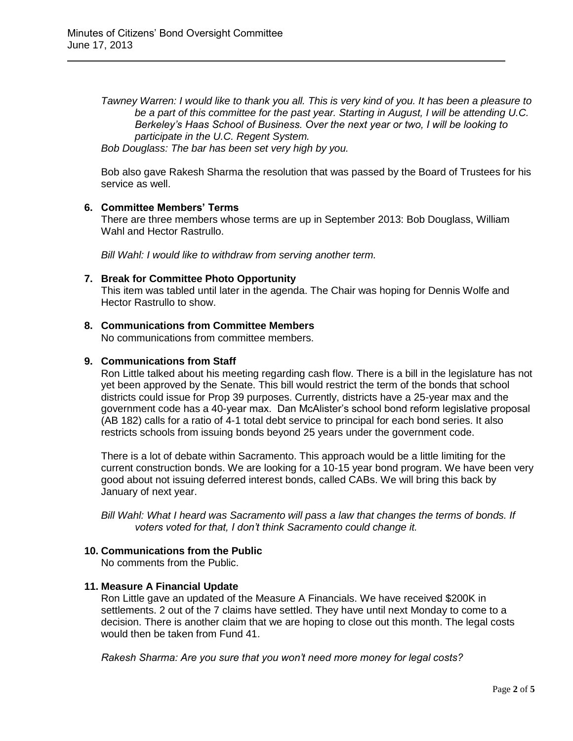*Tawney Warren: I would like to thank you all. This is very kind of you. It has been a pleasure to be a part of this committee for the past year. Starting in August, I will be attending U.C. Berkeley's Haas School of Business. Over the next year or two, I will be looking to participate in the U.C. Regent System.*

*Bob Douglass: The bar has been set very high by you.*

Bob also gave Rakesh Sharma the resolution that was passed by the Board of Trustees for his service as well.

**6. Committee Members' Terms**

There are three members whose terms are up in September 2013: Bob Douglass, William Wahl and Hector Rastrullo.

*Bill Wahl: I would like to withdraw from serving another term.*

**7. Break for Committee Photo Opportunity**

This item was tabled until later in the agenda. The Chair was hoping for Dennis Wolfe and Hector Rastrullo to show.

**8. Communications from Committee Members**

No communications from committee members.

**9. Communications from Staff**

Ron Little talked about his meeting regarding cash flow. There is a bill in the legislature has not yet been approved by the Senate. This bill would restrict the term of the bonds that school districts could issue for Prop 39 purposes. Currently, districts have a 25-year max and the government code has a 40-year max. Dan McAlister's school bond reform legislative proposal (AB 182) calls for a ratio of 4-1 total debt service to principal for each bond series. It also restricts schools from issuing bonds beyond 25 years under the government code.

There is a lot of debate within Sacramento. This approach would be a little limiting for the current construction bonds. We are looking for a 10-15 year bond program. We have been very good about not issuing deferred interest bonds, called CABs. We will bring this back by January of next year.

*Bill Wahl: What I heard was Sacramento will pass a law that changes the terms of bonds. If voters voted for that, I don't think Sacramento could change it.*

**10. Communications from the Public**

No comments from the Public.

**11. Measure A Financial Update**

Ron Little gave an updated of the Measure A Financials. We have received \$200K in settlements. 2 out of the 7 claims have settled. They have until next Monday to come to a decision. There is another claim that we are hoping to close out this month. The legal costs would then be taken from Fund 41.

*Rakesh Sharma: Are you sure that you won't need more money for legal costs?*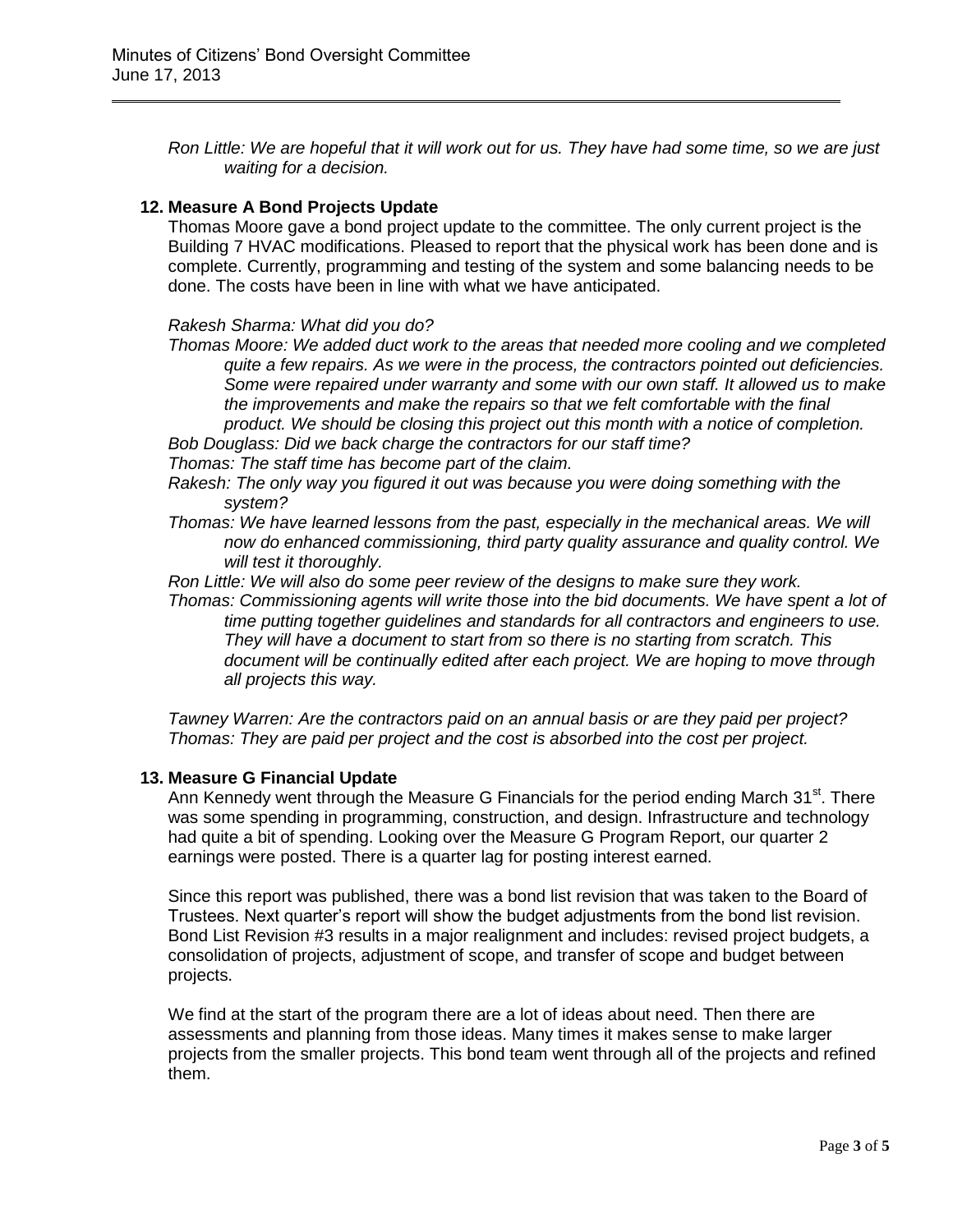*Ron Little: We are hopeful that it will work out for us. They have had some time, so we are just waiting for a decision.*

### 12. Measure A Bond Projects Update

Thomas Moore gave a bond project update to the committee. The only current project is the Building 7 HVAC modifications. Pleased to report that the physical work has been done and is complete. Currently, programming and testing of the system and some balancing needs to be done. The costs have been in line with what we have anticipated.

*Rakesh Sharma: What did you do?*

*Thomas Moore: We added duct work to the areas that needed more cooling and we completed quite a few repairs. As we were in the process, the contractors pointed out deficiencies. Some were repaired under warranty and some with our own staff. It allowed us to make the improvements and make the repairs so that we felt comfortable with the final product. We should be closing this project out this month with a notice of completion.*

*Bob Douglass: Did we back charge the contractors for our staff time?*

*Thomas: The staff time has become part of the claim.*

*Rakesh: The only way you figured it out was because you were doing something with the system?*

*Thomas: We have learned lessons from the past, especially in the mechanical areas. We will now do enhanced commissioning, third party quality assurance and quality control. We will test it thoroughly.*

*Ron Little: We will also do some peer review of the designs to make sure they work.*

*Thomas: Commissioning agents will write those into the bid documents. We have spent a lot of time putting together guidelines and standards for all contractors and engineers to use. They will have a document to start from so there is no starting from scratch. This document will be continually edited after each project. We are hoping to move through all projects this way.*

*Tawney Warren: Are the contractors paid on an annual basis or are they paid per project?*

*Thomas: They are paid per project and the cost is absorbed into the cost per project.*

### 13. Measure G Financial Update

Ann Kennedy went through the Measure G Financials for the period ending March 31st. There was some spending in programming, construction, and design. Infrastructure and technology had quite a bit of spending. Looking over the Measure G Program Report, our quarter 2 earnings were posted. There is a quarter lag for posting interest earned.

Since this report was published, there was a bond list revision that was taken to the Board of Trustees. Next quarter's report will show the budget adjustments from the bond list revision. Bond List Revision #3 results in a major realignment and includes: revised project budgets, a consolidation of projects, adjustment of scope, and transfer of scope and budget between projects.

We find at the start of the program there are a lot of ideas about need. Then there are assessments and planning from those ideas. Many times it makes sense to make larger projects from the smaller projects. This bond team went through all of the projects and refined them.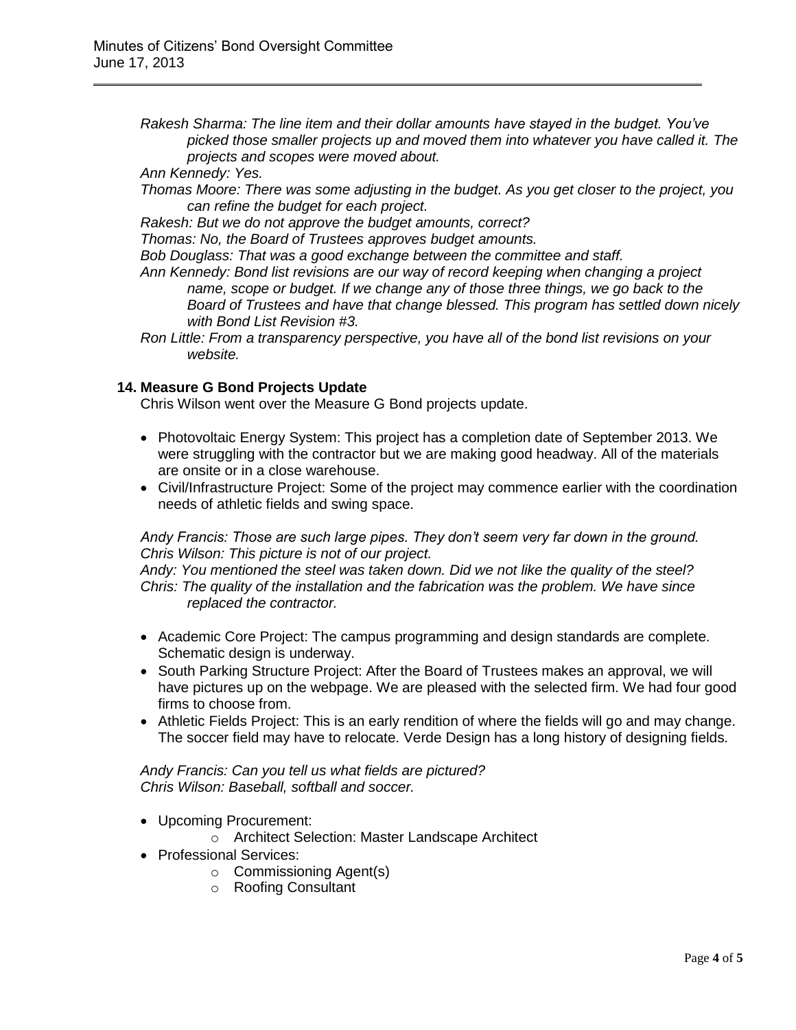*Rakesh Sharma: The line item and their dollar amounts have stayed in the budget. You've picked those smaller projects up and moved them into whatever you have called it. The projects and scopes were moved about.*

*Ann Kennedy: Yes.*

*Thomas Moore: There was some adjusting in the budget. As you get closer to the project, you can refine the budget for each project.*

*Rakesh: But we do not approve the budget amounts, correct?*

*Thomas: No, the Board of Trustees approves budget amounts.*

*Bob Douglass: That was a good exchange between the committee and staff.*

*Ann Kennedy: Bond list revisions are our way of record keeping when changing a project name, scope or budget. If we change any of those three things, we go back to the Board of Trustees and have that change blessed. This program has settled down nicely with Bond List Revision #3.*

*Ron Little: From a transparency perspective, you have all of the bond list revisions on your website.*

### 14. Measure G Bond Projects Update

Chris Wilson went over the Measure G Bond projects update.

- Photovoltaic Energy System: This project has a completion date of September 2013. We were struggling with the contractor but we are making good headway. All of the materials are onsite or in a close warehouse.
- Civil/Infrastructure Project: Some of the project may commence earlier with the coordination needs of athletic fields and swing space.

*Andy Francis: Those are such large pipes. They don't seem very far down in the ground.*

*Chris Wilson: This picture is not of our project.*

*Andy: You mentioned the steel was taken down. Did we not like the quality of the steel?*

*Chris: The quality of the installation and the fabrication was the problem. We have since replaced the contractor.*

- Academic Core Project: The campus programming and design standards are complete. Schematic design is underway.
- South Parking Structure Project: After the Board of Trustees makes an approval, we will have pictures up on the webpage. We are pleased with the selected firm. We had four good firms to choose from.
- Athletic Fields Project: This is an early rendition of where the fields will go and may change. The soccer field may have to relocate. Verde Design has a long history of designing fields.

*Andy Francis: Can you tell us what fields are pictured?*

*Chris Wilson: Baseball, softball and soccer.*

- Upcoming Procurement:
  - Architect Selection: Master Landscape Architect
- Professional Services:
  - Commissioning Agent(s)
  - Roofing Consultant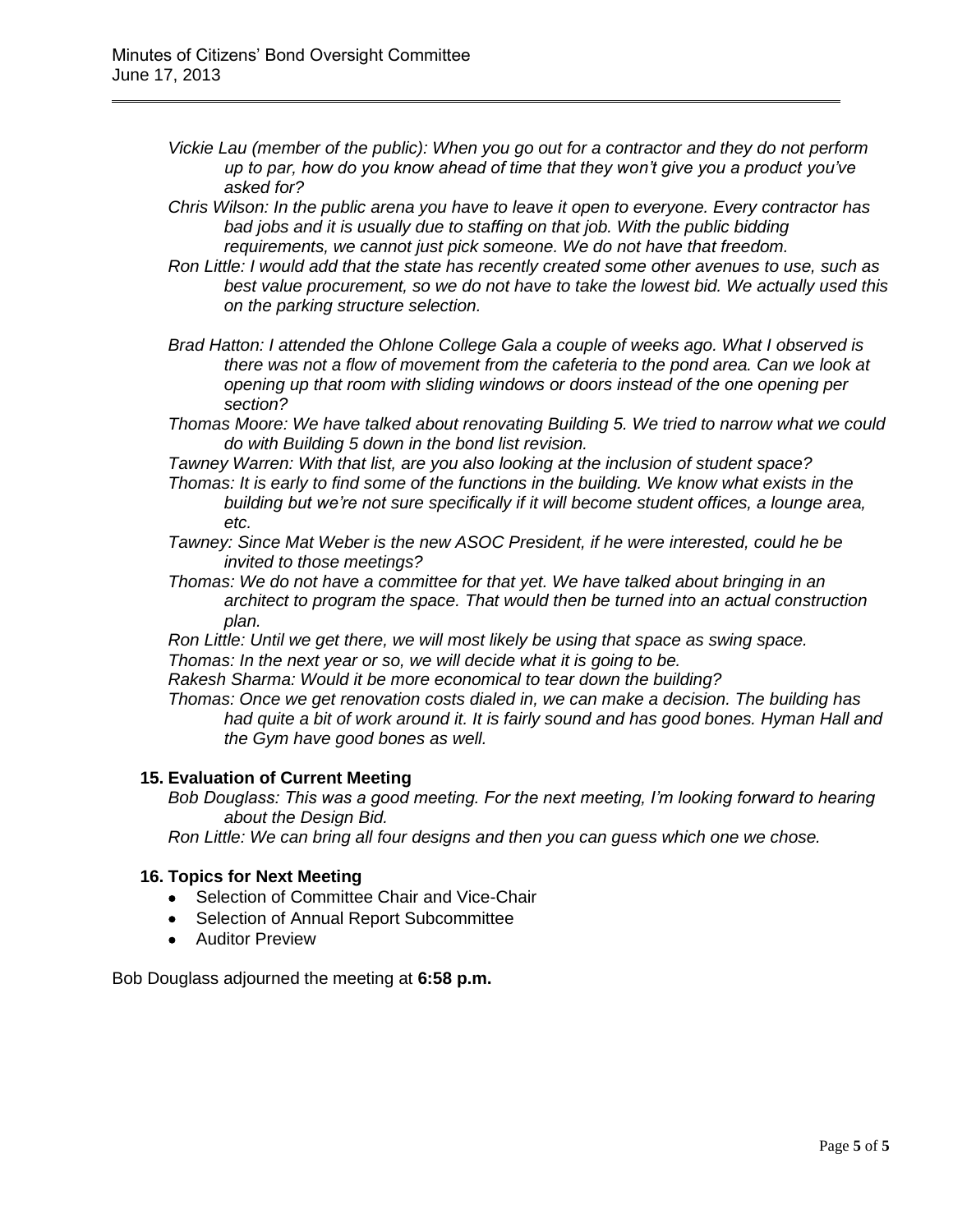*Vickie Lau (member of the public): When you go out for a contractor and they do not perform up to par, how do you know ahead of time that they won't give you a product you've asked for?*

*Chris Wilson: In the public arena you have to leave it open to everyone. Every contractor has bad jobs and it is usually due to staffing on that job. With the public bidding requirements, we cannot just pick someone. We do not have that freedom.*

*Ron Little: I would add that the state has recently created some other avenues to use, such as best value procurement, so we do not have to take the lowest bid. We actually used this on the parking structure selection.*

*Brad Hatton: I attended the Ohlone College Gala a couple of weeks ago. What I observed is there was not a flow of movement from the cafeteria to the pond area. Can we look at opening up that room with sliding windows or doors instead of the one opening per section?*

*Thomas Moore: We have talked about renovating Building 5. We tried to narrow what we could do with Building 5 down in the bond list revision.*

*Tawney Warren: With that list, are you also looking at the inclusion of student space?*

*Thomas: It is early to find some of the functions in the building. We know what exists in the building but we're not sure specifically if it will become student offices, a lounge area, etc.*

*Tawney: Since Mat Weber is the new ASOC President, if he were interested, could he be invited to those meetings?*

*Thomas: We do not have a committee for that yet. We have talked about bringing in an architect to program the space. That would then be turned into an actual construction plan.*

*Ron Little: Until we get there, we will most likely be using that space as swing space.*

*Thomas: In the next year or so, we will decide what it is going to be.*

*Rakesh Sharma: Would it be more economical to tear down the building?*

*Thomas: Once we get renovation costs dialed in, we can make a decision. The building has had quite a bit of work around it. It is fairly sound and has good bones. Hyman Hall and the Gym have good bones as well.*

### 15. Evaluation of Current Meeting

*Bob Douglass: This was a good meeting. For the next meeting, I'm looking forward to hearing about the Design Bid.*

*Ron Little: We can bring all four designs and then you can guess which one we chose.*

### 16. Topics for Next Meeting

- Selection of Committee Chair and Vice-Chair
- Selection of Annual Report Subcommittee
- Auditor Preview

Bob Douglass adjourned the meeting at **6:58 p.m.**